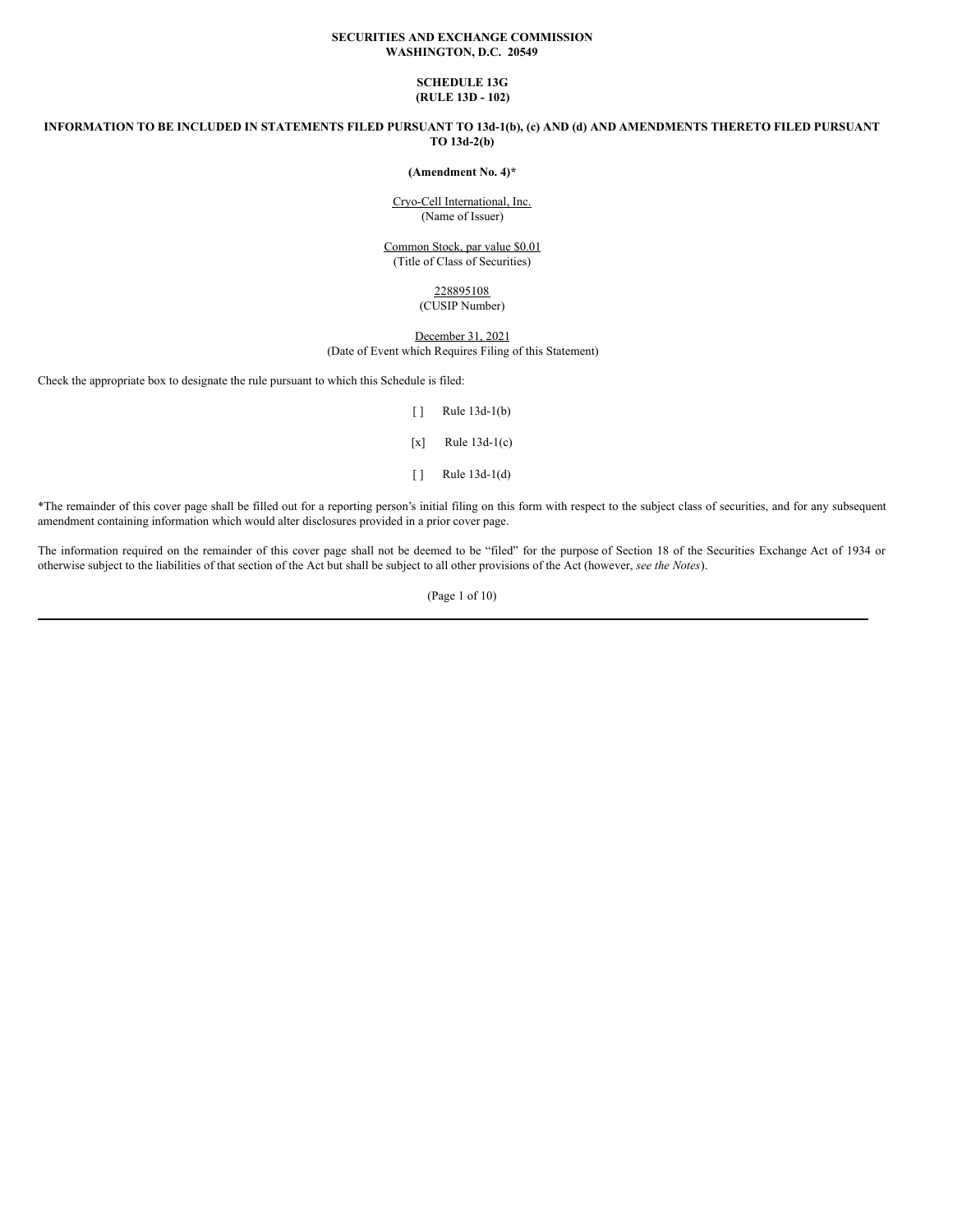**SECURITIES AND EXCHANGE COMMISSION**
**WASHINGTON, D.C. 20549**

**SCHEDULE 13G**
**(RULE 13D - 102)**

**INFORMATION TO BE INCLUDED IN STATEMENTS FILED PURSUANT TO 13d-1(b), (c) AND (d) AND AMENDMENTS THERETO FILED PURSUANT TO 13d-2(b)**

**(Amendment No. 4)***

Cryo-Cell International, Inc.
(Name of Issuer)

Common Stock, par value $0.01
(Title of Class of Securities)

228895108
(CUSIP Number)

December 31, 2021
(Date of Event which Requires Filing of this Statement)

Check the appropriate box to designate the rule pursuant to which this Schedule is filed:

[ ] Rule 13d-1(b)

[x] Rule 13d-1(c)

[ ] Rule 13d-1(d)

*The remainder of this cover page shall be filled out for a reporting person's initial filing on this form with respect to the subject class of securities, and for any subsequent amendment containing information which would alter disclosures provided in a prior cover page.

The information required on the remainder of this cover page shall not be deemed to be "filed" for the purpose of Section 18 of the Securities Exchange Act of 1934 or otherwise subject to the liabilities of that section of the Act but shall be subject to all other provisions of the Act (however, *see the Notes*).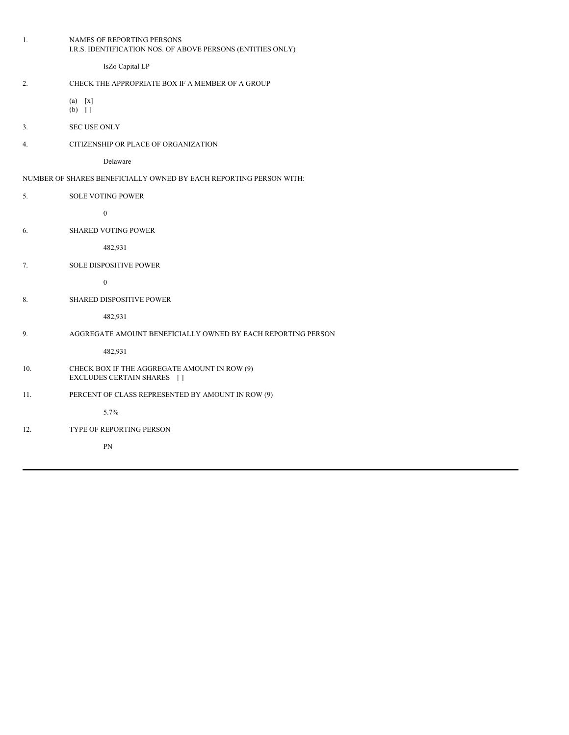1. NAMES OF REPORTING PERSONS
   I.R.S. IDENTIFICATION NOS. OF ABOVE PERSONS (ENTITIES ONLY)

   IsZo Capital LP

2. CHECK THE APPROPRIATE BOX IF A MEMBER OF A GROUP

   (a) [x]
   (b) [ ]

3. SEC USE ONLY

4. CITIZENSHIP OR PLACE OF ORGANIZATION

   Delaware

NUMBER OF SHARES BENEFICIALLY OWNED BY EACH REPORTING PERSON WITH:

5. SOLE VOTING POWER

   0

6. SHARED VOTING POWER

   482,931

7. SOLE DISPOSITIVE POWER

   0

8. SHARED DISPOSITIVE POWER

   482,931

9. AGGREGATE AMOUNT BENEFICIALLY OWNED BY EACH REPORTING PERSON

   482,931

10. CHECK BOX IF THE AGGREGATE AMOUNT IN ROW (9)
    EXCLUDES CERTAIN SHARES [ ]

11. PERCENT OF CLASS REPRESENTED BY AMOUNT IN ROW (9)

    5.7%

12. TYPE OF REPORTING PERSON

    PN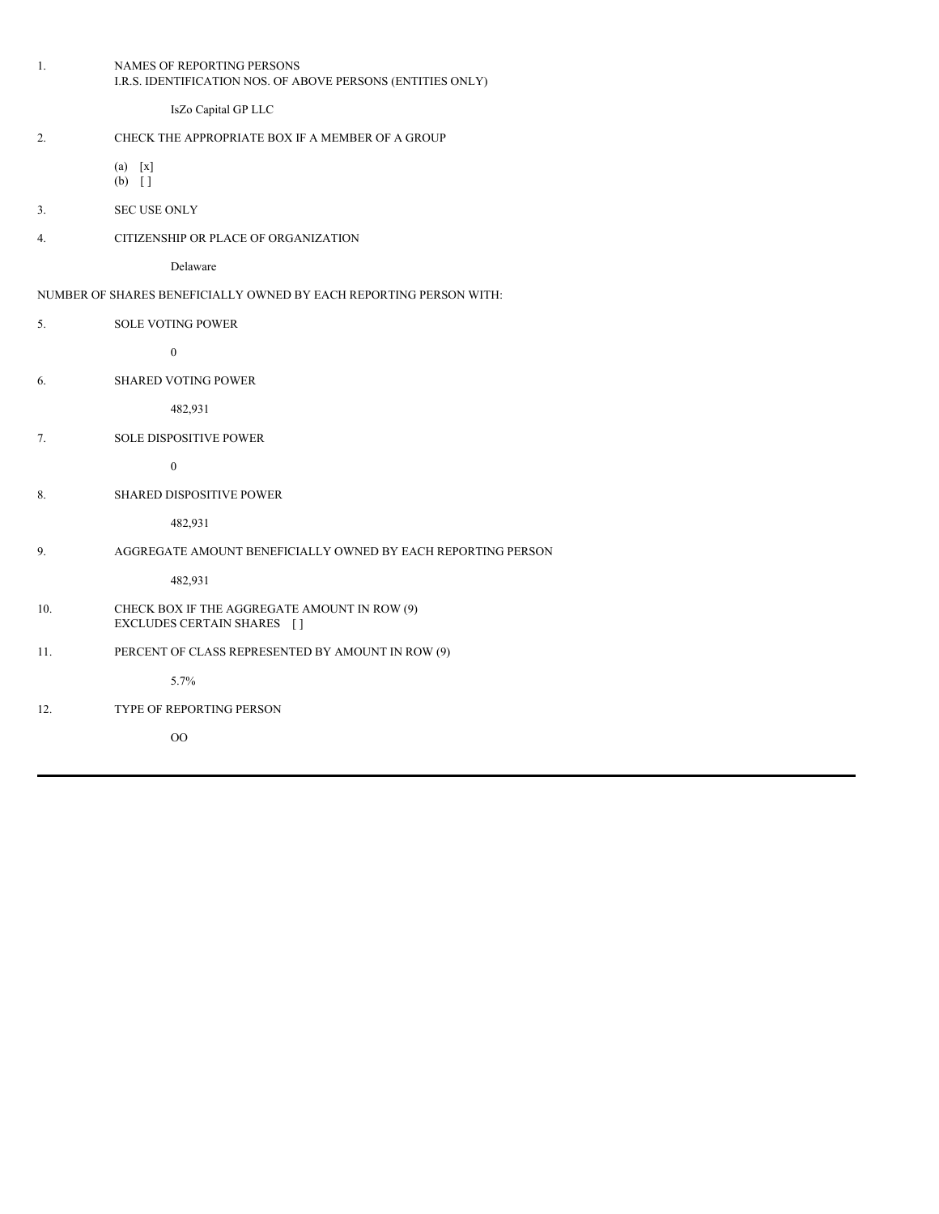| | |
|---|---|
| 1. | NAMES OF REPORTING PERSONS<br>I.R.S. IDENTIFICATION NOS. OF ABOVE PERSONS (ENTITIES ONLY)<br><br>IsZo Capital GP LLC |
| 2. | CHECK THE APPROPRIATE BOX IF A MEMBER OF A GROUP<br><br>(a) [x]<br>(b) [ ] |
| 3. | SEC USE ONLY |
| 4. | CITIZENSHIP OR PLACE OF ORGANIZATION<br><br>Delaware |
| NUMBER OF SHARES BENEFICIALLY OWNED BY EACH REPORTING PERSON WITH: | |
| 5. | SOLE VOTING POWER<br><br>0 |
| 6. | SHARED VOTING POWER<br><br>482,931 |
| 7. | SOLE DISPOSITIVE POWER<br><br>0 |
| 8. | SHARED DISPOSITIVE POWER<br><br>482,931 |
| 9. | AGGREGATE AMOUNT BENEFICIALLY OWNED BY EACH REPORTING PERSON<br><br>482,931 |
| 10. | CHECK BOX IF THE AGGREGATE AMOUNT IN ROW (9)<br>EXCLUDES CERTAIN SHARES [ ] |
| 11. | PERCENT OF CLASS REPRESENTED BY AMOUNT IN ROW (9)<br><br>5.7% |
| 12. | TYPE OF REPORTING PERSON<br><br>OO |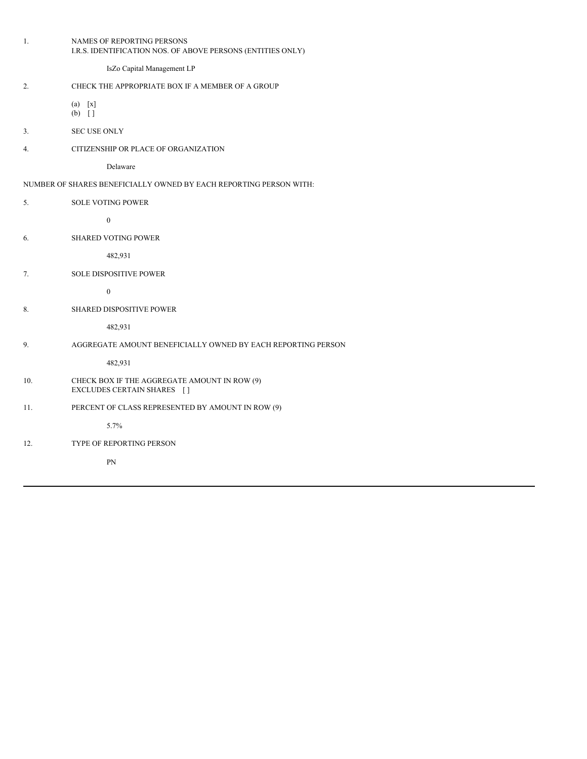1. NAMES OF REPORTING PERSONS
I.R.S. IDENTIFICATION NOS. OF ABOVE PERSONS (ENTITIES ONLY)

IsZo Capital Management LP

2. CHECK THE APPROPRIATE BOX IF A MEMBER OF A GROUP

(a) [x]
(b) [ ]

3. SEC USE ONLY

4. CITIZENSHIP OR PLACE OF ORGANIZATION

Delaware

NUMBER OF SHARES BENEFICIALLY OWNED BY EACH REPORTING PERSON WITH:

5. SOLE VOTING POWER

0

6. SHARED VOTING POWER

482,931

7. SOLE DISPOSITIVE POWER

0

8. SHARED DISPOSITIVE POWER

482,931

9. AGGREGATE AMOUNT BENEFICIALLY OWNED BY EACH REPORTING PERSON

482,931

10. CHECK BOX IF THE AGGREGATE AMOUNT IN ROW (9)
EXCLUDES CERTAIN SHARES [ ]

11. PERCENT OF CLASS REPRESENTED BY AMOUNT IN ROW (9)

5.7%

12. TYPE OF REPORTING PERSON

PN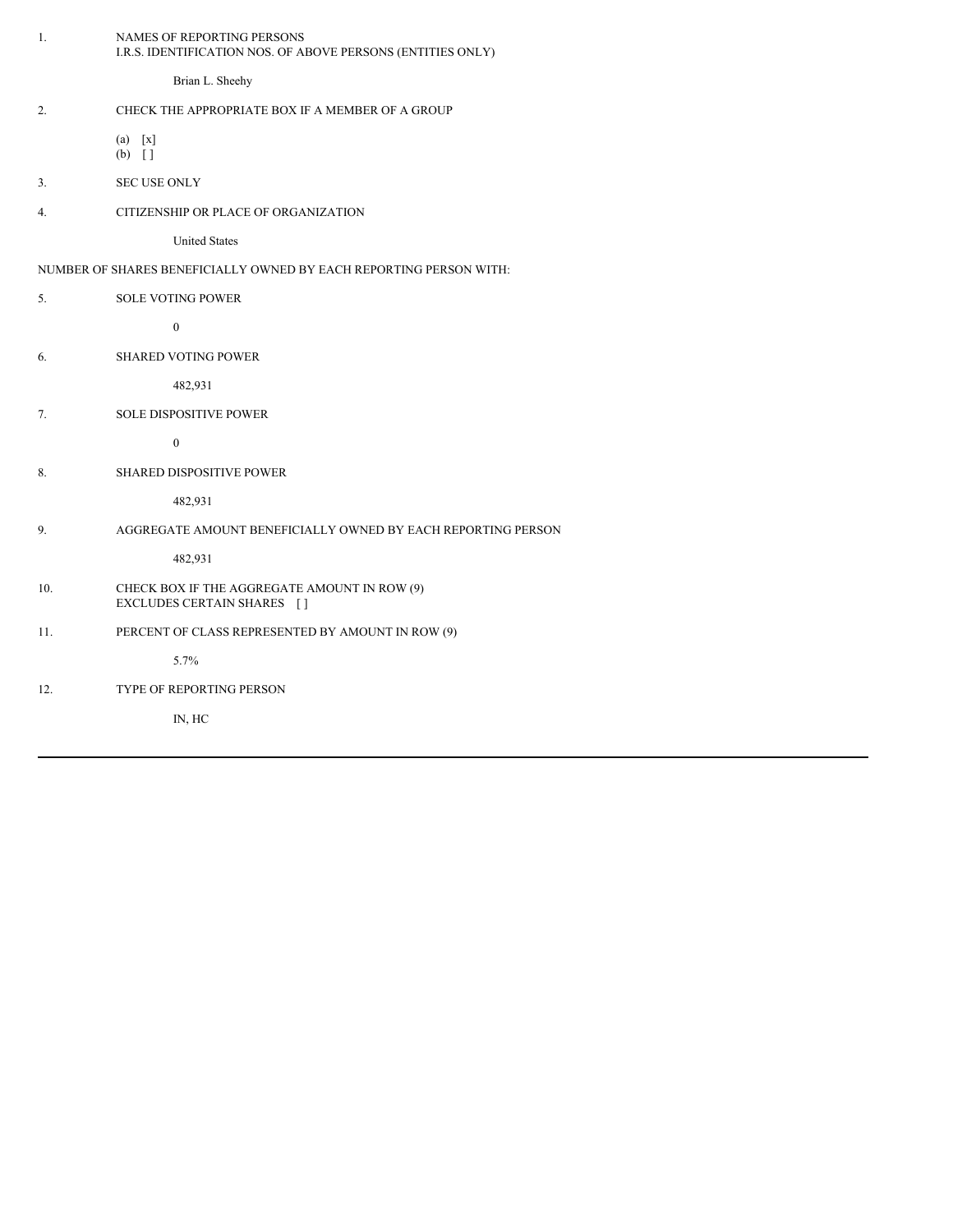1. NAMES OF REPORTING PERSONS
   I.R.S. IDENTIFICATION NOS. OF ABOVE PERSONS (ENTITIES ONLY)

   Brian L. Sheehy

2. CHECK THE APPROPRIATE BOX IF A MEMBER OF A GROUP

   (a) [x]
   (b) [ ]

3. SEC USE ONLY

4. CITIZENSHIP OR PLACE OF ORGANIZATION

   United States

NUMBER OF SHARES BENEFICIALLY OWNED BY EACH REPORTING PERSON WITH:

5. SOLE VOTING POWER

   0

6. SHARED VOTING POWER

   482,931

7. SOLE DISPOSITIVE POWER

   0

8. SHARED DISPOSITIVE POWER

   482,931

9. AGGREGATE AMOUNT BENEFICIALLY OWNED BY EACH REPORTING PERSON

   482,931

10. CHECK BOX IF THE AGGREGATE AMOUNT IN ROW (9)
    EXCLUDES CERTAIN SHARES [ ]

11. PERCENT OF CLASS REPRESENTED BY AMOUNT IN ROW (9)

    5.7%

12. TYPE OF REPORTING PERSON

    IN, HC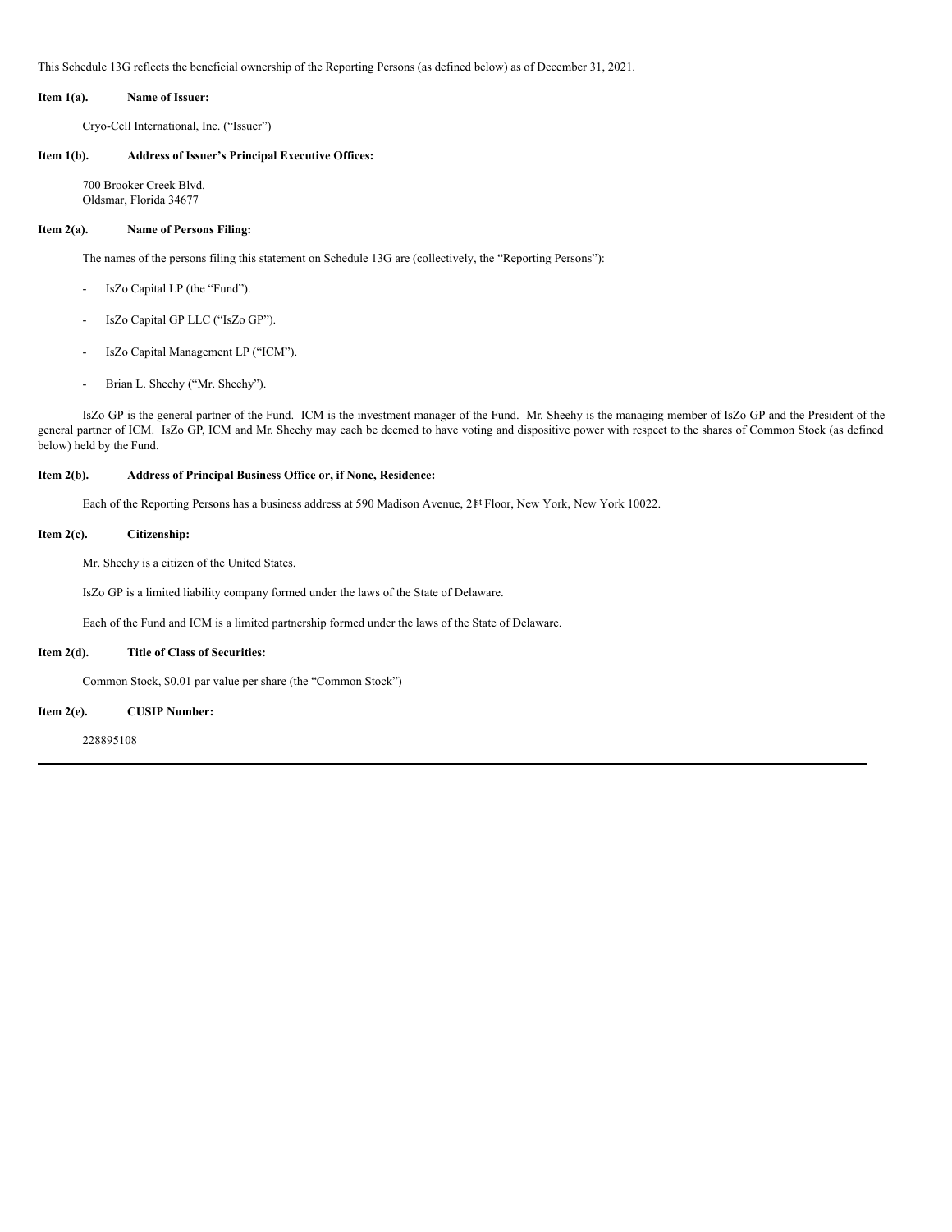This Schedule 13G reflects the beneficial ownership of the Reporting Persons (as defined below) as of December 31, 2021.

**Item 1(a). Name of Issuer:**

Cryo-Cell International, Inc. ("Issuer")

**Item 1(b). Address of Issuer's Principal Executive Offices:**

700 Brooker Creek Blvd.
Oldsmar, Florida 34677

**Item 2(a). Name of Persons Filing:**

The names of the persons filing this statement on Schedule 13G are (collectively, the "Reporting Persons"):

- IsZo Capital LP (the "Fund").
- IsZo Capital GP LLC ("IsZo GP").
- IsZo Capital Management LP ("ICM").
- Brian L. Sheehy ("Mr. Sheehy").

IsZo GP is the general partner of the Fund. ICM is the investment manager of the Fund. Mr. Sheehy is the managing member of IsZo GP and the President of the general partner of ICM. IsZo GP, ICM and Mr. Sheehy may each be deemed to have voting and dispositive power with respect to the shares of Common Stock (as defined below) held by the Fund.

**Item 2(b). Address of Principal Business Office or, if None, Residence:**

Each of the Reporting Persons has a business address at 590 Madison Avenue, 21st Floor, New York, New York 10022.

**Item 2(c). Citizenship:**

Mr. Sheehy is a citizen of the United States.

IsZo GP is a limited liability company formed under the laws of the State of Delaware.

Each of the Fund and ICM is a limited partnership formed under the laws of the State of Delaware.

**Item 2(d). Title of Class of Securities:**

Common Stock, $0.01 par value per share (the "Common Stock")

**Item 2(e). CUSIP Number:**

228895108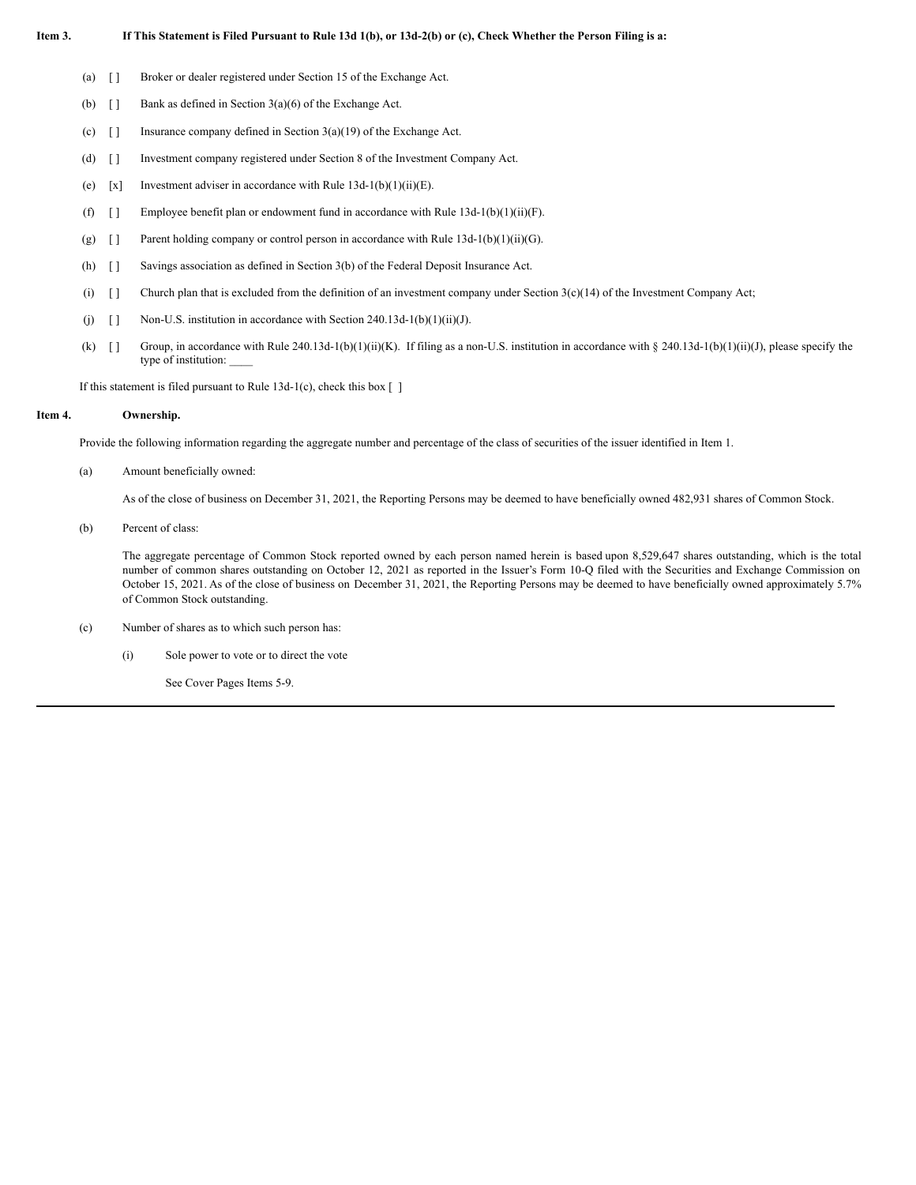**Item 3. If This Statement is Filed Pursuant to Rule 13d 1(b), or 13d-2(b) or (c), Check Whether the Person Filing is a:**

(a) [ ] Broker or dealer registered under Section 15 of the Exchange Act.

(b) [ ] Bank as defined in Section 3(a)(6) of the Exchange Act.

(c) [ ] Insurance company defined in Section 3(a)(19) of the Exchange Act.

(d) [ ] Investment company registered under Section 8 of the Investment Company Act.

(e) [x] Investment adviser in accordance with Rule 13d-1(b)(1)(ii)(E).

(f) [ ] Employee benefit plan or endowment fund in accordance with Rule 13d-1(b)(1)(ii)(F).

(g) [ ] Parent holding company or control person in accordance with Rule 13d-1(b)(1)(ii)(G).

(h) [ ] Savings association as defined in Section 3(b) of the Federal Deposit Insurance Act.

(i) [ ] Church plan that is excluded from the definition of an investment company under Section 3(c)(14) of the Investment Company Act;

(j) [ ] Non-U.S. institution in accordance with Section 240.13d-1(b)(1)(ii)(J).

(k) [ ] Group, in accordance with Rule 240.13d-1(b)(1)(ii)(K). If filing as a non-U.S. institution in accordance with § 240.13d-1(b)(1)(ii)(J), please specify the type of institution: ____

If this statement is filed pursuant to Rule 13d-1(c), check this box [ ]

**Item 4. Ownership.**

Provide the following information regarding the aggregate number and percentage of the class of securities of the issuer identified in Item 1.

(a) Amount beneficially owned:

As of the close of business on December 31, 2021, the Reporting Persons may be deemed to have beneficially owned 482,931 shares of Common Stock.

(b) Percent of class:

The aggregate percentage of Common Stock reported owned by each person named herein is based upon 8,529,647 shares outstanding, which is the total number of common shares outstanding on October 12, 2021 as reported in the Issuer's Form 10-Q filed with the Securities and Exchange Commission on October 15, 2021. As of the close of business on December 31, 2021, the Reporting Persons may be deemed to have beneficially owned approximately 5.7% of Common Stock outstanding.

(c) Number of shares as to which such person has:

(i) Sole power to vote or to direct the vote

See Cover Pages Items 5-9.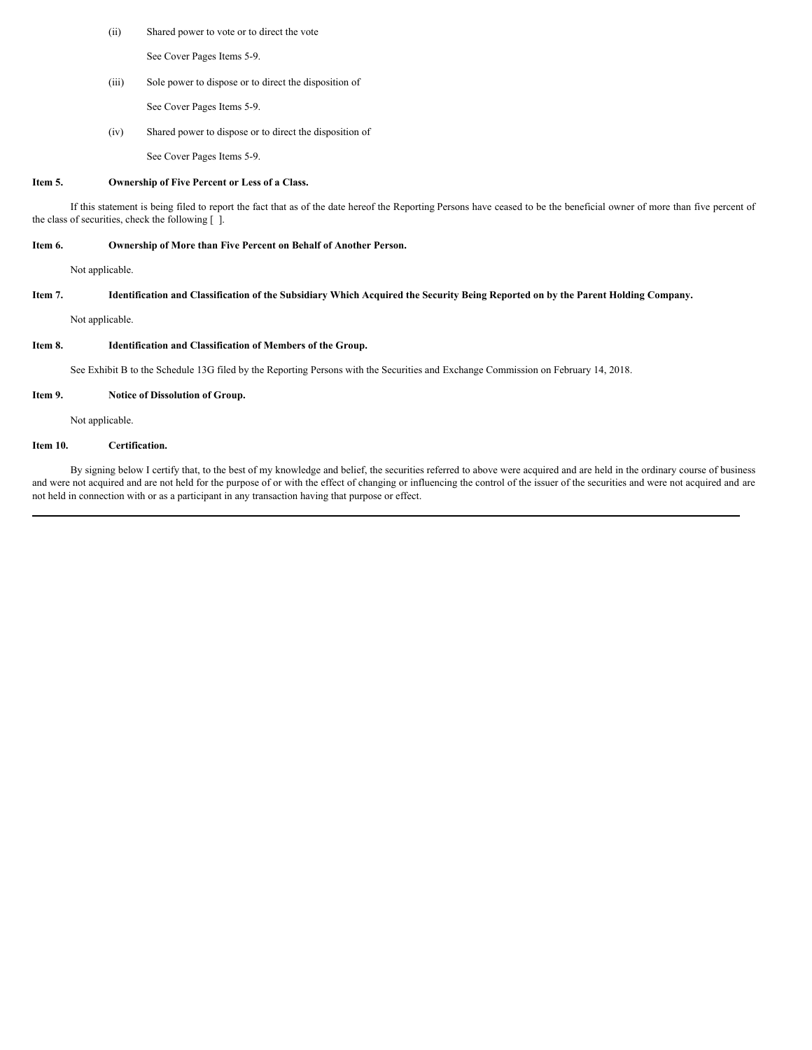(ii) Shared power to vote or to direct the vote

See Cover Pages Items 5-9.

(iii) Sole power to dispose or to direct the disposition of

See Cover Pages Items 5-9.

(iv) Shared power to dispose or to direct the disposition of

See Cover Pages Items 5-9.

**Item 5. Ownership of Five Percent or Less of a Class.**

If this statement is being filed to report the fact that as of the date hereof the Reporting Persons have ceased to be the beneficial owner of more than five percent of the class of securities, check the following [ ].

**Item 6. Ownership of More than Five Percent on Behalf of Another Person.**

Not applicable.

**Item 7. Identification and Classification of the Subsidiary Which Acquired the Security Being Reported on by the Parent Holding Company.**

Not applicable.

**Item 8. Identification and Classification of Members of the Group.**

See Exhibit B to the Schedule 13G filed by the Reporting Persons with the Securities and Exchange Commission on February 14, 2018.

**Item 9. Notice of Dissolution of Group.**

Not applicable.

**Item 10. Certification.**

By signing below I certify that, to the best of my knowledge and belief, the securities referred to above were acquired and are held in the ordinary course of business and were not acquired and are not held for the purpose of or with the effect of changing or influencing the control of the issuer of the securities and were not acquired and are not held in connection with or as a participant in any transaction having that purpose or effect.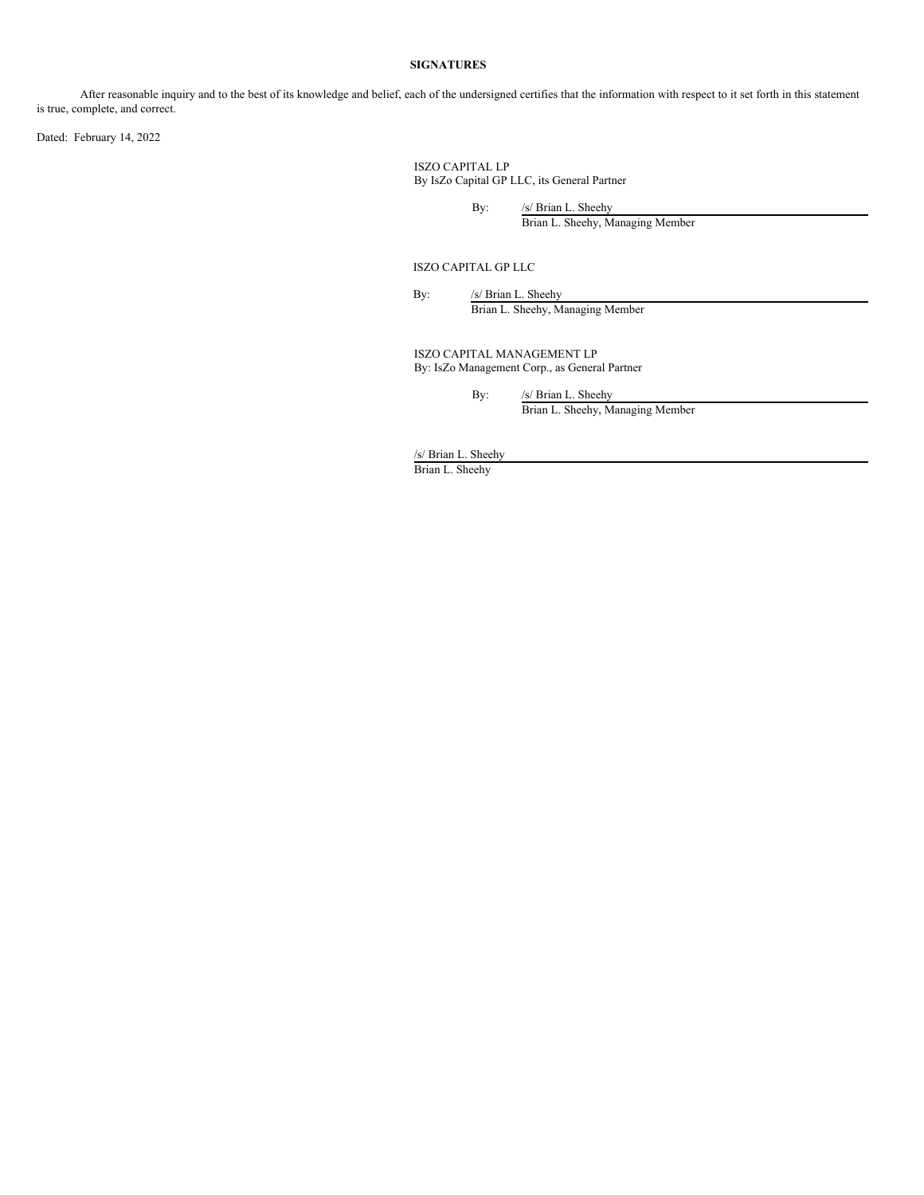**SIGNATURES**

After reasonable inquiry and to the best of its knowledge and belief, each of the undersigned certifies that the information with respect to it set forth in this statement is true, complete, and correct.

Dated: February 14, 2022

ISZO CAPITAL LP
By IsZo Capital GP LLC, its General Partner

By: /s/ Brian L. Sheehy
Brian L. Sheehy, Managing Member

ISZO CAPITAL GP LLC

By: /s/ Brian L. Sheehy
Brian L. Sheehy, Managing Member

ISZO CAPITAL MANAGEMENT LP
By: IsZo Management Corp., as General Partner

By: /s/ Brian L. Sheehy
Brian L. Sheehy, Managing Member

/s/ Brian L. Sheehy
Brian L. Sheehy